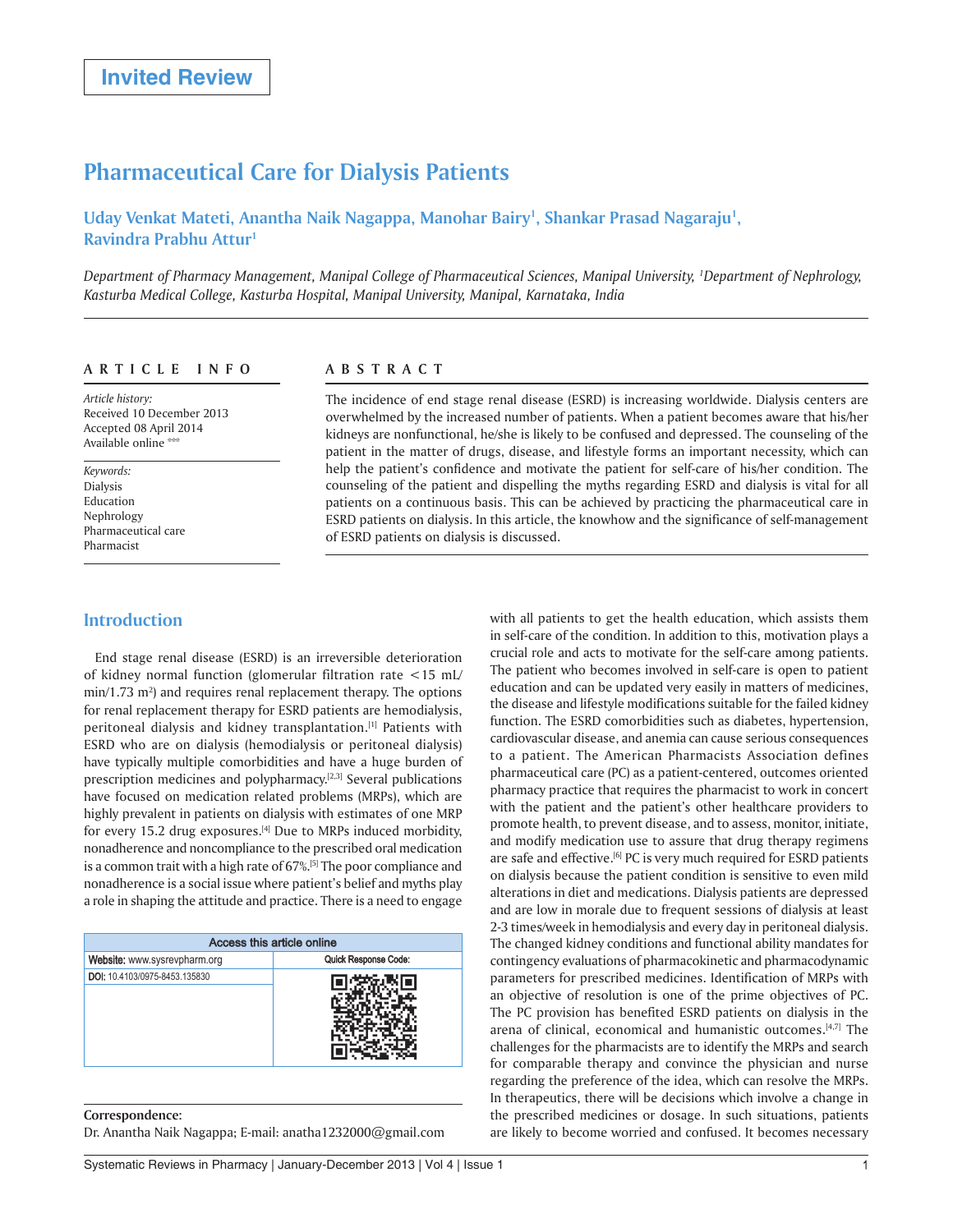Invited Review

# Pharmaceutical Care for Dialysis Patients

**Uday Venkat Mateti, Anantha Naik Nagappa, Manohar Bairy[1], Shankar Prasad Nagaraju[1], Ravindra Prabhu Attur[1]**

*Department of Pharmacy Management, Manipal College of Pharmaceutical Sciences, Manipal University, [1]Department of Nephrology, Kasturba Medical College, Kasturba Hospital, Manipal University, Manipal, Karnataka, India*

**ARTICLE INFO**

*Article history:*
Received 10 December 2013
Accepted 08 April 2014
Available online ***

*Keywords:*
Dialysis
Education
Nephrology
Pharmaceutical care
Pharmacist

**ABSTRACT**

The incidence of end stage renal disease (ESRD) is increasing worldwide. Dialysis centers are overwhelmed by the increased number of patients. When a patient becomes aware that his/her kidneys are nonfunctional, he/she is likely to be confused and depressed. The counseling of the patient in the matter of drugs, disease, and lifestyle forms an important necessity, which can help the patient's confidence and motivate the patient for self-care of his/her condition. The counseling of the patient and dispelling the myths regarding ESRD and dialysis is vital for all patients on a continuous basis. This can be achieved by practicing the pharmaceutical care in ESRD patients on dialysis. In this article, the knowhow and the significance of self-management of ESRD patients on dialysis is discussed.

## Introduction

End stage renal disease (ESRD) is an irreversible deterioration of kidney normal function (glomerular filtration rate <15 mL/min/1.73 $m^2$) and requires renal replacement therapy. The options for renal replacement therapy for ESRD patients are hemodialysis, peritoneal dialysis and kidney transplantation.[1] Patients with ESRD who are on dialysis (hemodialysis or peritoneal dialysis) have typically multiple comorbidities and have a huge burden of prescription medicines and polypharmacy.[2,3] Several publications have focused on medication related problems (MRPs), which are highly prevalent in patients on dialysis with estimates of one MRP for every 15.2 drug exposures.[4] Due to MRPs induced morbidity, nonadherence and noncompliance to the prescribed oral medication is a common trait with a high rate of 67%.[5] The poor compliance and nonadherence is a social issue where patient's belief and myths play a role in shaping the attitude and practice. There is a need to engage with all patients to get the health education, which assists them in self-care of the condition. In addition to this, motivation plays a crucial role and acts to motivate for the self-care among patients. The patient who becomes involved in self-care is open to patient education and can be updated very easily in matters of medicines, the disease and lifestyle modifications suitable for the failed kidney function. The ESRD comorbidities such as diabetes, hypertension, cardiovascular disease, and anemia can cause serious consequences to a patient. The American Pharmacists Association defines pharmaceutical care (PC) as a patient-centered, outcomes oriented pharmacy practice that requires the pharmacist to work in concert with the patient and the patient's other healthcare providers to promote health, to prevent disease, and to assess, monitor, initiate, and modify medication use to assure that drug therapy regimens are safe and effective.[6] PC is very much required for ESRD patients on dialysis because the patient condition is sensitive to even mild alterations in diet and medications. Dialysis patients are depressed and are low in morale due to frequent sessions of dialysis at least 2-3 times/week in hemodialysis and every day in peritoneal dialysis. The changed kidney conditions and functional ability mandates for contingency evaluations of pharmacokinetic and pharmacodynamic parameters for prescribed medicines. Identification of MRPs with an objective of resolution is one of the prime objectives of PC. The PC provision has benefited ESRD patients on dialysis in the arena of clinical, economical and humanistic outcomes.[4,7] The challenges for the pharmacists are to identify the MRPs and search for comparable therapy and convince the physician and nurse regarding the preference of the idea, which can resolve the MRPs. In therapeutics, there will be decisions which involve a change in the prescribed medicines or dosage. In such situations, patients are likely to become worried and confused. It becomes necessary

| Access this article online | |
|---|---|
| Website: www.sysrevpharm.org | Quick Response Code: |
| DOI: 10.4103/0975-8453.135830 | |

**Correspondence:**
Dr. Anantha Naik Nagappa; E-mail: anatha1232000@gmail.com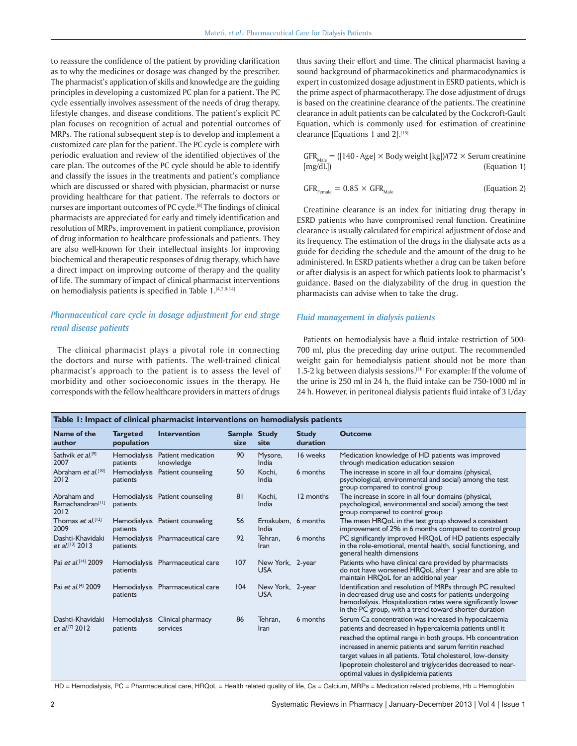to reassure the confidence of the patient by providing clarification as to why the medicines or dosage was changed by the prescriber. The pharmacist's application of skills and knowledge are the guiding principles in developing a customized PC plan for a patient. The PC cycle essentially involves assessment of the needs of drug therapy, lifestyle changes, and disease conditions. The patient's explicit PC plan focuses on recognition of actual and potential outcomes of MRPs. The rational subsequent step is to develop and implement a customized care plan for the patient. The PC cycle is complete with periodic evaluation and review of the identified objectives of the care plan. The outcomes of the PC cycle should be able to identify and classify the issues in the treatments and patient's compliance which are discussed or shared with physician, pharmacist or nurse providing healthcare for that patient. The referrals to doctors or nurses are important outcomes of PC cycle.[8] The findings of clinical pharmacists are appreciated for early and timely identification and resolution of MRPs, improvement in patient compliance, provision of drug information to healthcare professionals and patients. They are also well-known for their intellectual insights for improving biochemical and therapeutic responses of drug therapy, which have a direct impact on improving outcome of therapy and the quality of life. The summary of impact of clinical pharmacist interventions on hemodialysis patients is specified in Table 1.[4,7,9-14]

### *Pharmaceutical care cycle in dosage adjustment for end stage renal disease patients*

The clinical pharmacist plays a pivotal role in connecting the doctors and nurse with patients. The well-trained clinical pharmacist's approach to the patient is to assess the level of morbidity and other socioeconomic issues in the therapy. He corresponds with the fellow healthcare providers in matters of drugs thus saving their effort and time. The clinical pharmacist having a sound background of pharmacokinetics and pharmacodynamics is expert in customized dosage adjustment in ESRD patients, which is the prime aspect of pharmacotherapy. The dose adjustment of drugs is based on the creatinine clearance of the patients. The creatinine clearance in adult patients can be calculated by the Cockcroft-Gault Equation, which is commonly used for estimation of creatinine clearance [Equations 1 and 2].[15]

$$GFR_{Male} = ([140 - Age] \times \text{Body weight [kg]})/(72 \times \text{Serum creatinine [mg/dL]}) \quad \text{(Equation 1)}$$

$$GFR_{Female} = 0.85 \times GFR_{Male} \quad \text{(Equation 2)}$$

Creatinine clearance is an index for initiating drug therapy in ESRD patients who have compromised renal function. Creatinine clearance is usually calculated for empirical adjustment of dose and its frequency. The estimation of the drugs in the dialysate acts as a guide for deciding the schedule and the amount of the drug to be administered. In ESRD patients whether a drug can be taken before or after dialysis is an aspect for which patients look to pharmacist's guidance. Based on the dialyzability of the drug in question the pharmacists can advise when to take the drug.

### *Fluid management in dialysis patients*

Patients on hemodialysis have a fluid intake restriction of 500-700 ml, plus the preceding day urine output. The recommended weight gain for hemodialysis patient should not be more than 1.5-2 kg between dialysis sessions.[16] For example: If the volume of the urine is 250 ml in 24 h, the fluid intake can be 750-1000 ml in 24 h. However, in peritoneal dialysis patients fluid intake of 3 L/day

**Table 1: Impact of clinical pharmacist interventions on hemodialysis patients**

| Name of the author | Targeted population | Intervention | Sample size | Study site | Study duration | Outcome |
|---|---|---|---|---|---|---|
| Sathvik *et al.*[9] 2007 | Hemodialysis patients | Patient medication knowledge | 90 | Mysore, India | 16 weeks | Medication knowledge of HD patients was improved through medication education session |
| Abraham *et al.*[10] 2012 | Hemodialysis patients | Patient counseling | 50 | Kochi, India | 6 months | The increase in score in all four domains (physical, psychological, environmental and social) among the test group compared to control group |
| Abraham and Ramachandran[11] 2012 | Hemodialysis patients | Patient counseling | 81 | Kochi, India | 12 months | The increase in score in all four domains (physical, psychological, environmental and social) among the test group compared to control group |
| Thomas *et al.*[12] 2009 | Hemodialysis patients | Patient counseling | 56 | Ernakulam, India | 6 months | The mean HRQoL in the test group showed a consistent improvement of 2% in 6 months compared to control group |
| Dashti-Khavidaki *et al.*[13] 2013 | Hemodialysis patients | Pharmaceutical care | 92 | Tehran, Iran | 6 months | PC significantly improved HRQoL of HD patients especially in the role-emotional, mental health, social functioning, and general health dimensions |
| Pai *et al.*[14] 2009 | Hemodialysis patients | Pharmaceutical care | 107 | New York, USA | 2-year | Patients who have clinical care provided by pharmacists do not have worsened HRQoL after 1 year and are able to maintain HRQoL for an additional year |
| Pai *et al.*[4] 2009 | Hemodialysis patients | Pharmaceutical care | 104 | New York, USA | 2-year | Identification and resolution of MRPs through PC resulted in decreased drug use and costs for patients undergoing hemodialysis. Hospitalization rates were significantly lower in the PC group, with a trend toward shorter duration |
| Dashti-Khavidaki *et al.*[7] 2012 | Hemodialysis patients | Clinical pharmacy services | 86 | Tehran, Iran | 6 months | Serum Ca concentration was increased in hypocalcaemia patients and decreased in hypercalcemia patients until it reached the optimal range in both groups. Hb concentration increased in anemic patients and serum ferritin reached target values in all patients. Total cholesterol, low-density lipoprotein cholesterol and triglycerides decreased to near-optimal values in dyslipidemia patients |

HD = Hemodialysis, PC = Pharmaceutical care, HRQoL = Health related quality of life, Ca = Calcium, MRPs = Medication related problems, Hb = Hemoglobin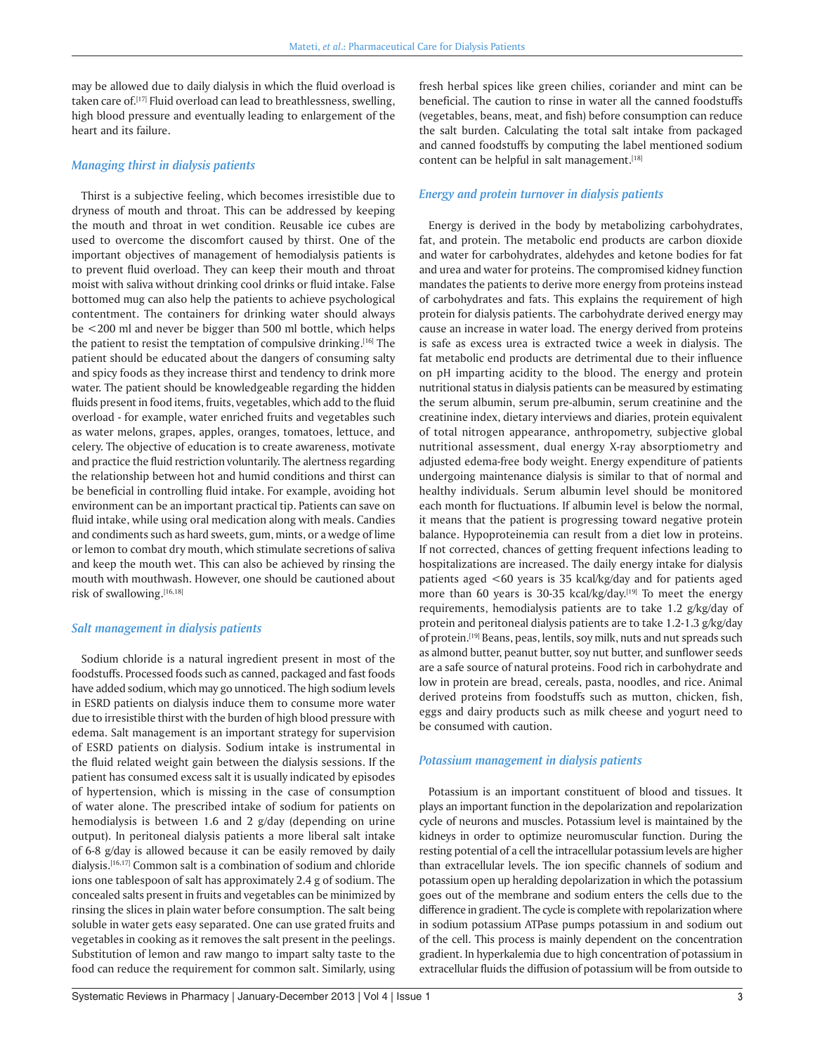may be allowed due to daily dialysis in which the fluid overload is taken care of.[17] Fluid overload can lead to breathlessness, swelling, high blood pressure and eventually leading to enlargement of the heart and its failure.

### *Managing thirst in dialysis patients*

Thirst is a subjective feeling, which becomes irresistible due to dryness of mouth and throat. This can be addressed by keeping the mouth and throat in wet condition. Reusable ice cubes are used to overcome the discomfort caused by thirst. One of the important objectives of management of hemodialysis patients is to prevent fluid overload. They can keep their mouth and throat moist with saliva without drinking cool drinks or fluid intake. False bottomed mug can also help the patients to achieve psychological contentment. The containers for drinking water should always be <200 ml and never be bigger than 500 ml bottle, which helps the patient to resist the temptation of compulsive drinking.[16] The patient should be educated about the dangers of consuming salty and spicy foods as they increase thirst and tendency to drink more water. The patient should be knowledgeable regarding the hidden fluids present in food items, fruits, vegetables, which add to the fluid overload - for example, water enriched fruits and vegetables such as water melons, grapes, apples, oranges, tomatoes, lettuce, and celery. The objective of education is to create awareness, motivate and practice the fluid restriction voluntarily. The alertness regarding the relationship between hot and humid conditions and thirst can be beneficial in controlling fluid intake. For example, avoiding hot environment can be an important practical tip. Patients can save on fluid intake, while using oral medication along with meals. Candies and condiments such as hard sweets, gum, mints, or a wedge of lime or lemon to combat dry mouth, which stimulate secretions of saliva and keep the mouth wet. This can also be achieved by rinsing the mouth with mouthwash. However, one should be cautioned about risk of swallowing.[16,18]

### *Salt management in dialysis patients*

Sodium chloride is a natural ingredient present in most of the foodstuffs. Processed foods such as canned, packaged and fast foods have added sodium, which may go unnoticed. The high sodium levels in ESRD patients on dialysis induce them to consume more water due to irresistible thirst with the burden of high blood pressure with edema. Salt management is an important strategy for supervision of ESRD patients on dialysis. Sodium intake is instrumental in the fluid related weight gain between the dialysis sessions. If the patient has consumed excess salt it is usually indicated by episodes of hypertension, which is missing in the case of consumption of water alone. The prescribed intake of sodium for patients on hemodialysis is between 1.6 and 2 g/day (depending on urine output). In peritoneal dialysis patients a more liberal salt intake of 6-8 g/day is allowed because it can be easily removed by daily dialysis.[16,17] Common salt is a combination of sodium and chloride ions one tablespoon of salt has approximately 2.4 g of sodium. The concealed salts present in fruits and vegetables can be minimized by rinsing the slices in plain water before consumption. The salt being soluble in water gets easy separated. One can use grated fruits and vegetables in cooking as it removes the salt present in the peelings. Substitution of lemon and raw mango to impart salty taste to the food can reduce the requirement for common salt. Similarly, using fresh herbal spices like green chilies, coriander and mint can be beneficial. The caution to rinse in water all the canned foodstuffs (vegetables, beans, meat, and fish) before consumption can reduce the salt burden. Calculating the total salt intake from packaged and canned foodstuffs by computing the label mentioned sodium content can be helpful in salt management.[18]

### *Energy and protein turnover in dialysis patients*

Energy is derived in the body by metabolizing carbohydrates, fat, and protein. The metabolic end products are carbon dioxide and water for carbohydrates, aldehydes and ketone bodies for fat and urea and water for proteins. The compromised kidney function mandates the patients to derive more energy from proteins instead of carbohydrates and fats. This explains the requirement of high protein for dialysis patients. The carbohydrate derived energy may cause an increase in water load. The energy derived from proteins is safe as excess urea is extracted twice a week in dialysis. The fat metabolic end products are detrimental due to their influence on pH imparting acidity to the blood. The energy and protein nutritional status in dialysis patients can be measured by estimating the serum albumin, serum pre-albumin, serum creatinine and the creatinine index, dietary interviews and diaries, protein equivalent of total nitrogen appearance, anthropometry, subjective global nutritional assessment, dual energy X-ray absorptiometry and adjusted edema-free body weight. Energy expenditure of patients undergoing maintenance dialysis is similar to that of normal and healthy individuals. Serum albumin level should be monitored each month for fluctuations. If albumin level is below the normal, it means that the patient is progressing toward negative protein balance. Hypoproteinemia can result from a diet low in proteins. If not corrected, chances of getting frequent infections leading to hospitalizations are increased. The daily energy intake for dialysis patients aged <60 years is 35 kcal/kg/day and for patients aged more than 60 years is 30-35 kcal/kg/day.[19] To meet the energy requirements, hemodialysis patients are to take 1.2 g/kg/day of protein and peritoneal dialysis patients are to take 1.2-1.3 g/kg/day of protein.[19] Beans, peas, lentils, soy milk, nuts and nut spreads such as almond butter, peanut butter, soy nut butter, and sunflower seeds are a safe source of natural proteins. Food rich in carbohydrate and low in protein are bread, cereals, pasta, noodles, and rice. Animal derived proteins from foodstuffs such as mutton, chicken, fish, eggs and dairy products such as milk cheese and yogurt need to be consumed with caution.

### *Potassium management in dialysis patients*

Potassium is an important constituent of blood and tissues. It plays an important function in the depolarization and repolarization cycle of neurons and muscles. Potassium level is maintained by the kidneys in order to optimize neuromuscular function. During the resting potential of a cell the intracellular potassium levels are higher than extracellular levels. The ion specific channels of sodium and potassium open up heralding depolarization in which the potassium goes out of the membrane and sodium enters the cells due to the difference in gradient. The cycle is complete with repolarization where in sodium potassium ATPase pumps potassium in and sodium out of the cell. This process is mainly dependent on the concentration gradient. In hyperkalemia due to high concentration of potassium in extracellular fluids the diffusion of potassium will be from outside to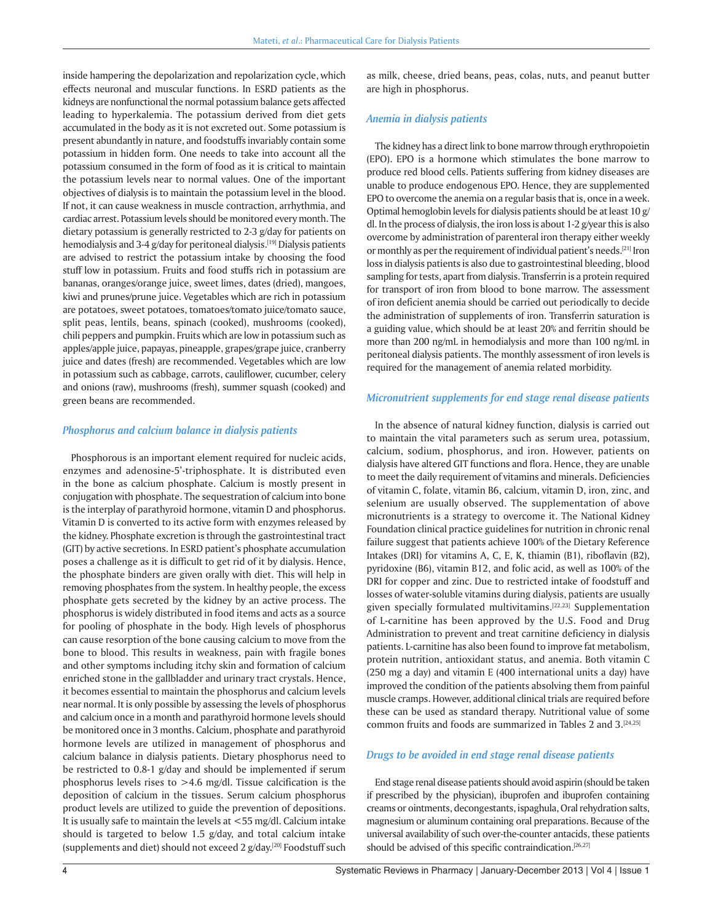inside hampering the depolarization and repolarization cycle, which effects neuronal and muscular functions. In ESRD patients as the kidneys are nonfunctional the normal potassium balance gets affected leading to hyperkalemia. The potassium derived from diet gets accumulated in the body as it is not excreted out. Some potassium is present abundantly in nature, and foodstuffs invariably contain some potassium in hidden form. One needs to take into account all the potassium consumed in the form of food as it is critical to maintain the potassium levels near to normal values. One of the important objectives of dialysis is to maintain the potassium level in the blood. If not, it can cause weakness in muscle contraction, arrhythmia, and cardiac arrest. Potassium levels should be monitored every month. The dietary potassium is generally restricted to 2-3 g/day for patients on hemodialysis and 3-4 g/day for peritoneal dialysis.[19] Dialysis patients are advised to restrict the potassium intake by choosing the food stuff low in potassium. Fruits and food stuffs rich in potassium are bananas, oranges/orange juice, sweet limes, dates (dried), mangoes, kiwi and prunes/prune juice. Vegetables which are rich in potassium are potatoes, sweet potatoes, tomatoes/tomato juice/tomato sauce, split peas, lentils, beans, spinach (cooked), mushrooms (cooked), chili peppers and pumpkin. Fruits which are low in potassium such as apples/apple juice, papayas, pineapple, grapes/grape juice, cranberry juice and dates (fresh) are recommended. Vegetables which are low in potassium such as cabbage, carrots, cauliflower, cucumber, celery and onions (raw), mushrooms (fresh), summer squash (cooked) and green beans are recommended.

### *Phosphorus and calcium balance in dialysis patients*

Phosphorous is an important element required for nucleic acids, enzymes and adenosine-5'-triphosphate. It is distributed even in the bone as calcium phosphate. Calcium is mostly present in conjugation with phosphate. The sequestration of calcium into bone is the interplay of parathyroid hormone, vitamin D and phosphorus. Vitamin D is converted to its active form with enzymes released by the kidney. Phosphate excretion is through the gastrointestinal tract (GIT) by active secretions. In ESRD patient's phosphate accumulation poses a challenge as it is difficult to get rid of it by dialysis. Hence, the phosphate binders are given orally with diet. This will help in removing phosphates from the system. In healthy people, the excess phosphate gets secreted by the kidney by an active process. The phosphorus is widely distributed in food items and acts as a source for pooling of phosphate in the body. High levels of phosphorus can cause resorption of the bone causing calcium to move from the bone to blood. This results in weakness, pain with fragile bones and other symptoms including itchy skin and formation of calcium enriched stone in the gallbladder and urinary tract crystals. Hence, it becomes essential to maintain the phosphorus and calcium levels near normal. It is only possible by assessing the levels of phosphorus and calcium once in a month and parathyroid hormone levels should be monitored once in 3 months. Calcium, phosphate and parathyroid hormone levels are utilized in management of phosphorus and calcium balance in dialysis patients. Dietary phosphorus need to be restricted to 0.8-1 g/day and should be implemented if serum phosphorus levels rises to >4.6 mg/dl. Tissue calcification is the deposition of calcium in the tissues. Serum calcium phosphorus product levels are utilized to guide the prevention of depositions. It is usually safe to maintain the levels at <55 mg/dl. Calcium intake should is targeted to below 1.5 g/day, and total calcium intake (supplements and diet) should not exceed 2 g/day.[20] Foodstuff such as milk, cheese, dried beans, peas, colas, nuts, and peanut butter are high in phosphorus.

### *Anemia in dialysis patients*

The kidney has a direct link to bone marrow through erythropoietin (EPO). EPO is a hormone which stimulates the bone marrow to produce red blood cells. Patients suffering from kidney diseases are unable to produce endogenous EPO. Hence, they are supplemented EPO to overcome the anemia on a regular basis that is, once in a week. Optimal hemoglobin levels for dialysis patients should be at least 10 g/dl. In the process of dialysis, the iron loss is about 1-2 g/year this is also overcome by administration of parenteral iron therapy either weekly or monthly as per the requirement of individual patient's needs.[21] Iron loss in dialysis patients is also due to gastrointestinal bleeding, blood sampling for tests, apart from dialysis. Transferrin is a protein required for transport of iron from blood to bone marrow. The assessment of iron deficient anemia should be carried out periodically to decide the administration of supplements of iron. Transferrin saturation is a guiding value, which should be at least 20% and ferritin should be more than 200 ng/mL in hemodialysis and more than 100 ng/mL in peritoneal dialysis patients. The monthly assessment of iron levels is required for the management of anemia related morbidity.

### *Micronutrient supplements for end stage renal disease patients*

In the absence of natural kidney function, dialysis is carried out to maintain the vital parameters such as serum urea, potassium, calcium, sodium, phosphorus, and iron. However, patients on dialysis have altered GIT functions and flora. Hence, they are unable to meet the daily requirement of vitamins and minerals. Deficiencies of vitamin C, folate, vitamin B6, calcium, vitamin D, iron, zinc, and selenium are usually observed. The supplementation of above micronutrients is a strategy to overcome it. The National Kidney Foundation clinical practice guidelines for nutrition in chronic renal failure suggest that patients achieve 100% of the Dietary Reference Intakes (DRI) for vitamins A, C, E, K, thiamin (B1), riboflavin (B2), pyridoxine (B6), vitamin B12, and folic acid, as well as 100% of the DRI for copper and zinc. Due to restricted intake of foodstuff and losses of water-soluble vitamins during dialysis, patients are usually given specially formulated multivitamins.[22,23] Supplementation of L-carnitine has been approved by the U.S. Food and Drug Administration to prevent and treat carnitine deficiency in dialysis patients. L-carnitine has also been found to improve fat metabolism, protein nutrition, antioxidant status, and anemia. Both vitamin C (250 mg a day) and vitamin E (400 international units a day) have improved the condition of the patients absolving them from painful muscle cramps. However, additional clinical trials are required before these can be used as standard therapy. Nutritional value of some common fruits and foods are summarized in Tables 2 and 3.[24,25]

### *Drugs to be avoided in end stage renal disease patients*

End stage renal disease patients should avoid aspirin (should be taken if prescribed by the physician), ibuprofen and ibuprofen containing creams or ointments, decongestants, ispaghula, Oral rehydration salts, magnesium or aluminum containing oral preparations. Because of the universal availability of such over-the-counter antacids, these patients should be advised of this specific contraindication.[26,27]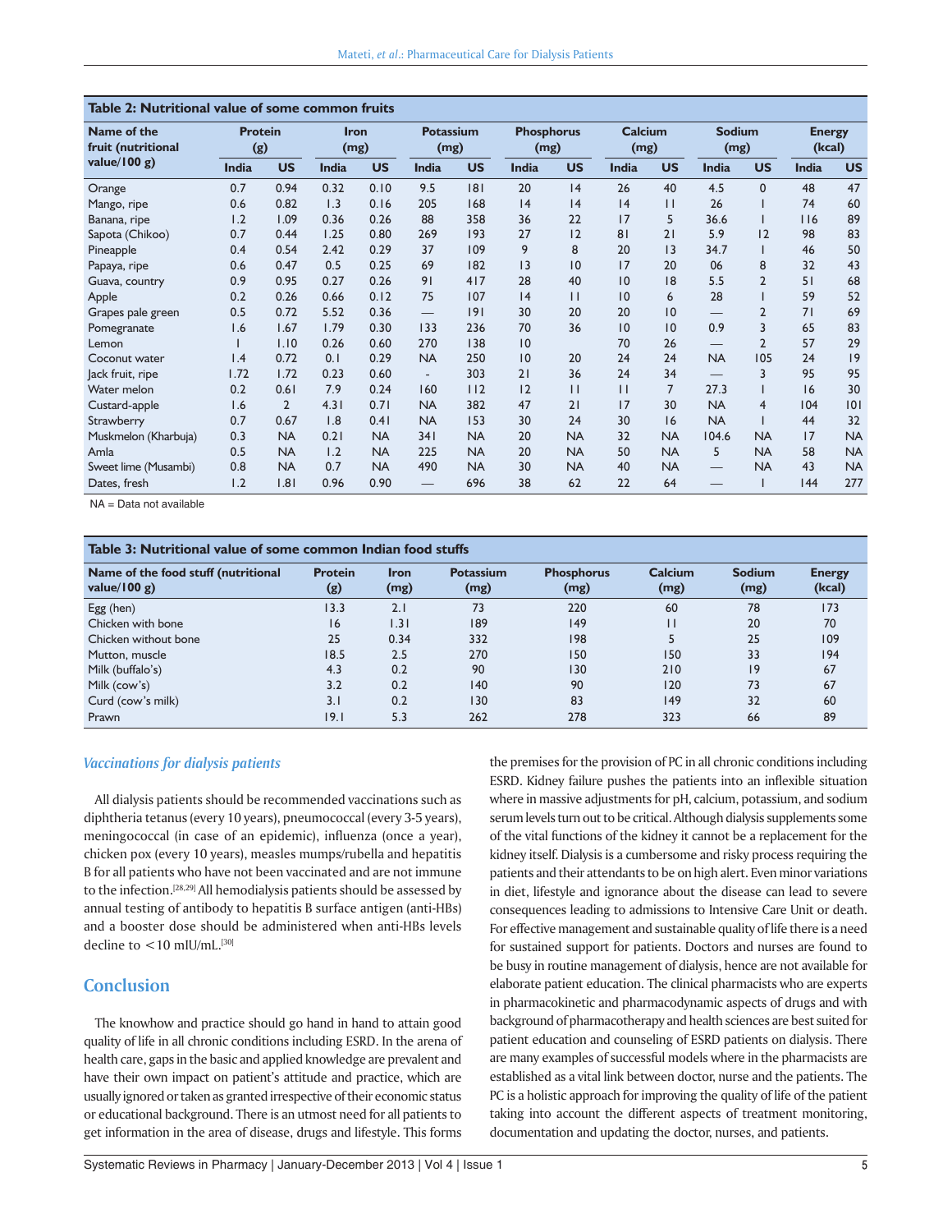**Table 2: Nutritional value of some common fruits**

| Name of the fruit (nutritional value/100 g) | Protein (g) | | Iron (mg) | | Potassium (mg) | | Phosphorus (mg) | | Calcium (mg) | | Sodium (mg) | | Energy (kcal) | |
|---|---|---|---|---|---|---|---|---|---|---|---|---|---|---|
| | India | US | India | US | India | US | India | US | India | US | India | US | India | US |
| Orange | 0.7 | 0.94 | 0.32 | 0.10 | 9.5 | 181 | 20 | 14 | 26 | 40 | 4.5 | 0 | 48 | 47 |
| Mango, ripe | 0.6 | 0.82 | 1.3 | 0.16 | 205 | 168 | 14 | 14 | 14 | 11 | 26 | 1 | 74 | 60 |
| Banana, ripe | 1.2 | 1.09 | 0.36 | 0.26 | 88 | 358 | 36 | 22 | 17 | 5 | 36.6 | 1 | 116 | 89 |
| Sapota (Chikoo) | 0.7 | 0.44 | 1.25 | 0.80 | 269 | 193 | 27 | 12 | 81 | 21 | 5.9 | 12 | 98 | 83 |
| Pineapple | 0.4 | 0.54 | 2.42 | 0.29 | 37 | 109 | 9 | 8 | 20 | 13 | 34.7 | 1 | 46 | 50 |
| Papaya, ripe | 0.6 | 0.47 | 0.5 | 0.25 | 69 | 182 | 13 | 10 | 17 | 20 | 06 | 8 | 32 | 43 |
| Guava, country | 0.9 | 0.95 | 0.27 | 0.26 | 91 | 417 | 28 | 40 | 10 | 18 | 5.5 | 2 | 51 | 68 |
| Apple | 0.2 | 0.26 | 0.66 | 0.12 | 75 | 107 | 14 | 11 | 10 | 6 | 28 | 1 | 59 | 52 |
| Grapes pale green | 0.5 | 0.72 | 5.52 | 0.36 | — | 191 | 30 | 20 | 20 | 10 | — | 2 | 71 | 69 |
| Pomegranate | 1.6 | 1.67 | 1.79 | 0.30 | 133 | 236 | 70 | 36 | 10 | 10 | 0.9 | 3 | 65 | 83 |
| Lemon | 1 | 1.10 | 0.26 | 0.60 | 270 | 138 | 10 | | 70 | 26 | — | 2 | 57 | 29 |
| Coconut water | 1.4 | 0.72 | 0.1 | 0.29 | NA | 250 | 10 | 20 | 24 | 24 | NA | 105 | 24 | 19 |
| Jack fruit, ripe | 1.72 | 1.72 | 0.23 | 0.60 | - | 303 | 21 | 36 | 24 | 34 | — | 3 | 95 | 95 |
| Water melon | 0.2 | 0.61 | 7.9 | 0.24 | 160 | 112 | 12 | 11 | 11 | 7 | 27.3 | 1 | 16 | 30 |
| Custard-apple | 1.6 | 2 | 4.31 | 0.71 | NA | 382 | 47 | 21 | 17 | 30 | NA | 4 | 104 | 101 |
| Strawberry | 0.7 | 0.67 | 1.8 | 0.41 | NA | 153 | 30 | 24 | 30 | 16 | NA | 1 | 44 | 32 |
| Muskmelon (Kharbuja) | 0.3 | NA | 0.21 | NA | 341 | NA | 20 | NA | 32 | NA | 104.6 | NA | 17 | NA |
| Amla | 0.5 | NA | 1.2 | NA | 225 | NA | 20 | NA | 50 | NA | 5 | NA | 58 | NA |
| Sweet lime (Musambi) | 0.8 | NA | 0.7 | NA | 490 | NA | 30 | NA | 40 | NA | — | NA | 43 | NA |
| Dates, fresh | 1.2 | 1.81 | 0.96 | 0.90 | — | 696 | 38 | 62 | 22 | 64 | — | 1 | 144 | 277 |

NA = Data not available

**Table 3: Nutritional value of some common Indian food stuffs**

| Name of the food stuff (nutritional value/100 g) | Protein (g) | Iron (mg) | Potassium (mg) | Phosphorus (mg) | Calcium (mg) | Sodium (mg) | Energy (kcal) |
|---|---|---|---|---|---|---|---|
| Egg (hen) | 13.3 | 2.1 | 73 | 220 | 60 | 78 | 173 |
| Chicken with bone | 16 | 1.31 | 189 | 149 | 11 | 20 | 70 |
| Chicken without bone | 25 | 0.34 | 332 | 198 | 5 | 25 | 109 |
| Mutton, muscle | 18.5 | 2.5 | 270 | 150 | 150 | 33 | 194 |
| Milk (buffalo's) | 4.3 | 0.2 | 90 | 130 | 210 | 19 | 67 |
| Milk (cow's) | 3.2 | 0.2 | 140 | 90 | 120 | 73 | 67 |
| Curd (cow's milk) | 3.1 | 0.2 | 130 | 83 | 149 | 32 | 60 |
| Prawn | 19.1 | 5.3 | 262 | 278 | 323 | 66 | 89 |

### *Vaccinations for dialysis patients*

All dialysis patients should be recommended vaccinations such as diphtheria tetanus (every 10 years), pneumococcal (every 3-5 years), meningococcal (in case of an epidemic), influenza (once a year), chicken pox (every 10 years), measles mumps/rubella and hepatitis B for all patients who have not been vaccinated and are not immune to the infection.[28,29] All hemodialysis patients should be assessed by annual testing of antibody to hepatitis B surface antigen (anti-HBs) and a booster dose should be administered when anti-HBs levels decline to <10 mIU/mL.[30]

## Conclusion

The knowhow and practice should go hand in hand to attain good quality of life in all chronic conditions including ESRD. In the arena of health care, gaps in the basic and applied knowledge are prevalent and have their own impact on patient's attitude and practice, which are usually ignored or taken as granted irrespective of their economic status or educational background. There is an utmost need for all patients to get information in the area of disease, drugs and lifestyle. This forms the premises for the provision of PC in all chronic conditions including ESRD. Kidney failure pushes the patients into an inflexible situation where in massive adjustments for pH, calcium, potassium, and sodium serum levels turn out to be critical. Although dialysis supplements some of the vital functions of the kidney it cannot be a replacement for the kidney itself. Dialysis is a cumbersome and risky process requiring the patients and their attendants to be on high alert. Even minor variations in diet, lifestyle and ignorance about the disease can lead to severe consequences leading to admissions to Intensive Care Unit or death. For effective management and sustainable quality of life there is a need for sustained support for patients. Doctors and nurses are found to be busy in routine management of dialysis, hence are not available for elaborate patient education. The clinical pharmacists who are experts in pharmacokinetic and pharmacodynamic aspects of drugs and with background of pharmacotherapy and health sciences are best suited for patient education and counseling of ESRD patients on dialysis. There are many examples of successful models where in the pharmacists are established as a vital link between doctor, nurse and the patients. The PC is a holistic approach for improving the quality of life of the patient taking into account the different aspects of treatment monitoring, documentation and updating the doctor, nurses, and patients.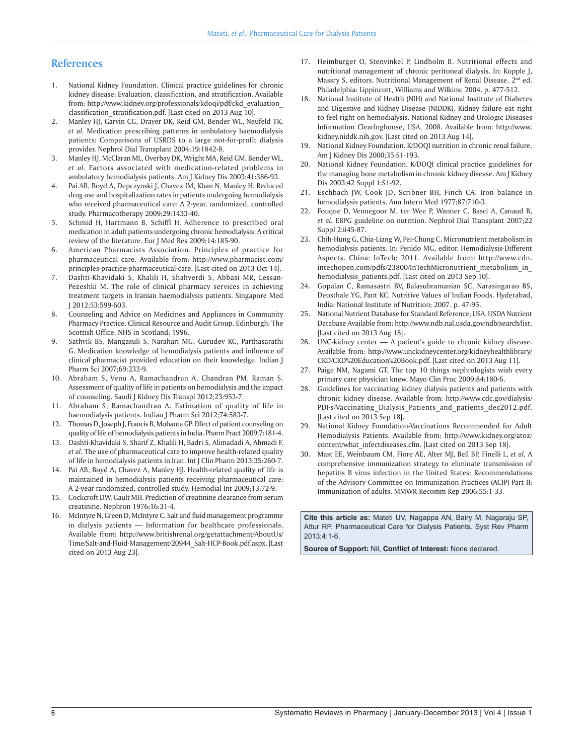## References

1. National Kidney Foundation. Clinical practice guidelines for chronic kidney disease: Evaluation, classification, and stratification. Available from: http://www.kidney.org/professionals/kdoqi/pdf/ckd_evaluation_classification_stratification.pdf. [Last cited on 2013 Aug 10].
2. Manley HJ, Garvin CG, Drayer DK, Reid GM, Bender WL, Neufeld TK, *et al.* Medication prescribing patterns in ambulatory haemodialysis patients: Comparisons of USRDS to a large not-for-profit dialysis provider. Nephrol Dial Transplant 2004;19:1842-8.
3. Manley HJ, McClaran ML, Overbay DK, Wright MA, Reid GM, Bender WL, *et al.* Factors associated with medication-related problems in ambulatory hemodialysis patients. Am J Kidney Dis 2003;41:386-93.
4. Pai AB, Boyd A, Depczynski J, Chavez IM, Khan N, Manley H. Reduced drug use and hospitalization rates in patients undergoing hemodialysis who received pharmaceutical care: A 2-year, randomized, controlled study. Pharmacotherapy 2009;29:1433-40.
5. Schmid H, Hartmann B, Schiffl H. Adherence to prescribed oral medication in adult patients undergoing chronic hemodialysis: A critical review of the literature. Eur J Med Res 2009;14:185-90.
6. American Pharmacists Association. Principles of practice for pharmaceutical care. Available from: http://www.pharmacist.com/principles-practice-pharmaceutical-care. [Last cited on 2013 Oct 14].
7. Dashti-Khavidaki S, Khalili H, Shahverdi S, Abbasi MR, Lessan-Pezeshki M. The role of clinical pharmacy services in achieving treatment targets in Iranian haemodialysis patients. Singapore Med J 2012;53:599-603.
8. Counseling and Advice on Medicines and Appliances in Community Pharmacy Practice. Clinical Resource and Audit Group. Edinburgh: The Scottish Office, NHS in Scotland; 1996.
9. Sathvik BS, Mangasuli S, Narahari MG, Gurudev KC, Parthasarathi G. Medication knowledge of hemodialysis patients and influence of clinical pharmacist provided education on their knowledge. Indian J Pharm Sci 2007;69:232-9.
10. Abraham S, Venu A, Ramachandran A, Chandran PM, Raman S. Assessment of quality of life in patients on hemodialysis and the impact of counseling. Saudi J Kidney Dis Transpl 2012;23:953-7.
11. Abraham S, Ramachandran A. Estimation of quality of life in haemodialysis patients. Indian J Pharm Sci 2012;74:583-7.
12. Thomas D, Joseph J, Francis B, Mohanta GP. Effect of patient counseling on quality of life of hemodialysis patients in India. Pharm Pract 2009;7:181-4.
13. Dashti-Khavidaki S, Sharif Z, Khalili H, Badri S, Alimadadi A, Ahmadi F, *et al.* The use of pharmaceutical care to improve health-related quality of life in hemodialysis patients in Iran. Int J Clin Pharm 2013;35:260-7.
14. Pai AB, Boyd A, Chavez A, Manley HJ. Health-related quality of life is maintained in hemodialysis patients receiving pharmaceutical care: A 2-year randomized, controlled study. Hemodial Int 2009;13:72-9.
15. Cockcroft DW, Gault MH. Prediction of creatinine clearance from serum creatinine. Nephron 1976;16:31-4.
16. McIntyre N, Green D, McIntyre C. Salt and fluid management programme in dialysis patients — Information for healthcare professionals. Available from: http://www.britishrenal.org/getattachment/AboutUs/Time/Salt-and-Fluid-Management/20944_Salt-HCP-Book.pdf.aspx. [Last cited on 2013 Aug 23].
17. Heimburger O, Stenvinkel P, Lindholm B. Nutritional effects and nutritional management of chronic peritoneal dialysis. In: Kopple J, Massry S, editors. Nutritional Management of Renal Disease. 2nd ed. Philadelphia: Lippincott, Williams and Wilkins; 2004. p. 477-512.
18. National Institute of Health (NIH) and National Institute of Diabetes and Digestive and Kidney Disease (NIDDK). Kidney failure eat right to feel right on hemodialysis. National Kidney and Urologic Diseases Information ClearInghouse, USA, 2008. Available from: http://www.kidney.niddk.nih.gov. [Last cited on 2013 Aug 14].
19. National Kidney Foundation. K/DOQI nutrition in chronic renal failure. Am J Kidney Dis 2000;35:S1-193.
20. National Kidney Foundation. K/DOQI clinical practice guidelines for the managing bone metabolism in chronic kidney disease. Am J Kidney Dis 2003;42 Suppl 1:S1-92.
21. Eschbach JW, Cook JD, Scribner BH, Finch CA. Iron balance in hemodialysis patients. Ann Intern Med 1977;87:710-3.
22. Fouque D, Vennegoor M, ter Wee P, Wanner C, Basci A, Canaud B, *et al.* EBPG guideline on nutrition. Nephrol Dial Transplant 2007;22 Suppl 2:ii45-87.
23. Chih-Hung G, Chia-Liang W, Pei-Chung C. Micronutrient metabolism in hemodialysis patients. In: Penido MG, editor. Hemodialysis-Different Aspects. China: InTech; 2011. Available from: http://www.cdn.intechopen.com/pdfs/23800/InTechMicronutrient_metabolism_in_hemodialysis_patients.pdf. [Last cited on 2013 Sep 10].
24. Gopalan C, Ramasastri BV, Balasubramanian SC, Narasingarao BS, Deosthale YG, Pant KC. Nutritive Values of Indian Foods. Hyderabad, India: National Institute of Nutrition; 2007. p. 47-95.
25. National Nutrient Database for Standard Reference, USA. USDA Nutrient Database Available from: http://www.ndb.nal.usda.gov/ndb/search/list. [Last cited on 2013 Aug 18].
26. UNC-kidney center — A patient's guide to chronic kidney disease. Available from: http://www.unckidneycenter.org/kidneyhealthlibrary/CKD/CKD%20Education%20Book.pdf. [Last cited on 2013 Aug 11].
27. Paige NM, Nagami GT. The top 10 things nephrologists wish every primary care physician knew. Mayo Clin Proc 2009;84:180-6.
28. Guidelines for vaccinating kidney dialysis patients and patients with chronic kidney disease. Available from: http://www.cdc.gov/dialysis/PDFs/Vaccinating_Dialysis_Patients_and_patients_dec2012.pdf. [Last cited on 2013 Sep 18].
29. National Kidney Foundation-Vaccinations Recommended for Adult Hemodialysis Patients. Available from: http://www.kidney.org/atoz/content/what_infectdiseases.cfm. [Last cited on 2013 Sep 18].
30. Mast EE, Weinbaum CM, Fiore AE, Alter MJ, Bell BP, Finelli L, *et al.* A comprehensive immunization strategy to eliminate transmission of hepatitis B virus infection in the United States: Recommendations of the Advisory Committee on Immunization Practices (ACIP) Part II: Immunization of adults. MMWR Recomm Rep 2006;55:1-33.

**Cite this article as:** Mateti UV, Nagappa AN, Bairy M, Nagaraju SP, Attur RP. Pharmaceutical Care for Dialysis Patients. Syst Rev Pharm 2013;4:1-6.

**Source of Support:** Nil, **Conflict of Interest:** None declared.